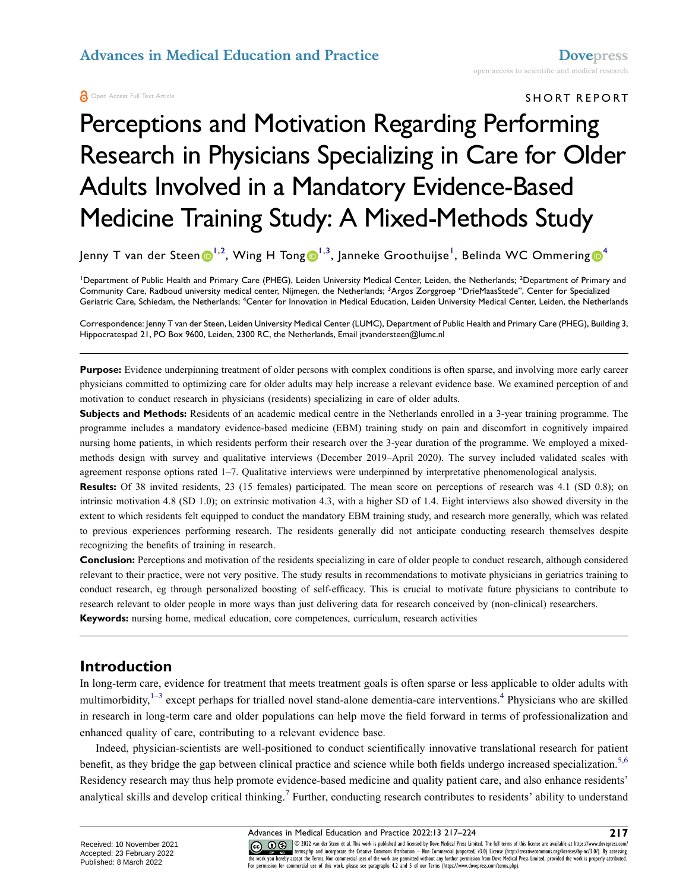SHORT REPORT

# Perceptions and Motivation Regarding Performing Research in Physicians Specializing in Care for Older Adults Involved in a Mandatory Evidence-Based Medicine Training Study: A Mixed-Methods Study

Jenny T van der Steen[1,2], Wing H Tong[1,3], Janneke Groothuijse[1], Belinda WC Ommering[4]

[1]Department of Public Health and Primary Care (PHEG), Leiden University Medical Center, Leiden, the Netherlands; [2]Department of Primary and Community Care, Radboud university medical center, Nijmegen, the Netherlands; [3]Argos Zorggroep "DrieMaasStede", Center for Specialized Geriatric Care, Schiedam, the Netherlands; [4]Center for Innovation in Medical Education, Leiden University Medical Center, Leiden, the Netherlands

Correspondence: Jenny T van der Steen, Leiden University Medical Center (LUMC), Department of Public Health and Primary Care (PHEG), Building 3, Hippocratespad 21, PO Box 9600, Leiden, 2300 RC, the Netherlands, Email jtvandersteen@lumc.nl

**Purpose:** Evidence underpinning treatment of older persons with complex conditions is often sparse, and involving more early career physicians committed to optimizing care for older adults may help increase a relevant evidence base. We examined perception of and motivation to conduct research in physicians (residents) specializing in care of older adults.

**Subjects and Methods:** Residents of an academic medical centre in the Netherlands enrolled in a 3-year training programme. The programme includes a mandatory evidence-based medicine (EBM) training study on pain and discomfort in cognitively impaired nursing home patients, in which residents perform their research over the 3-year duration of the programme. We employed a mixed-methods design with survey and qualitative interviews (December 2019–April 2020). The survey included validated scales with agreement response options rated 1–7. Qualitative interviews were underpinned by interpretative phenomenological analysis.

**Results:** Of 38 invited residents, 23 (15 females) participated. The mean score on perceptions of research was 4.1 (SD 0.8); on intrinsic motivation 4.8 (SD 1.0); on extrinsic motivation 4.3, with a higher SD of 1.4. Eight interviews also showed diversity in the extent to which residents felt equipped to conduct the mandatory EBM training study, and research more generally, which was related to previous experiences performing research. The residents generally did not anticipate conducting research themselves despite recognizing the benefits of training in research.

**Conclusion:** Perceptions and motivation of the residents specializing in care of older people to conduct research, although considered relevant to their practice, were not very positive. The study results in recommendations to motivate physicians in geriatrics training to conduct research, eg through personalized boosting of self-efficacy. This is crucial to motivate future physicians to contribute to research relevant to older people in more ways than just delivering data for research conceived by (non-clinical) researchers.

**Keywords:** nursing home, medical education, core competences, curriculum, research activities

## Introduction

In long-term care, evidence for treatment that meets treatment goals is often sparse or less applicable to older adults with multimorbidity,[1–3] except perhaps for trialled novel stand-alone dementia-care interventions.[4] Physicians who are skilled in research in long-term care and older populations can help move the field forward in terms of professionalization and enhanced quality of care, contributing to a relevant evidence base.

Indeed, physician-scientists are well-positioned to conduct scientifically innovative translational research for patient benefit, as they bridge the gap between clinical practice and science while both fields undergo increased specialization.[5,6] Residency research may thus help promote evidence-based medicine and quality patient care, and also enhance residents' analytical skills and develop critical thinking.[7] Further, conducting research contributes to residents' ability to understand

Received: 10 November 2021
Accepted: 23 February 2022
Published: 8 March 2022

© 2022 van der Steen et al. This work is published and licensed by Dove Medical Press Limited. The full terms of this license are available at https://www.dovepress.com/terms.php and incorporate the Creative Commons Attribution – Non Commercial (unported, v3.0) License (http://creativecommons.org/licenses/by-nc/3.0/). By accessing the work you hereby accept the Terms. Non-commercial uses of the work are permitted without any further permission from Dove Medical Press Limited, provided the work is properly attributed. For permission for commercial use of this work, please see paragraphs 4.2 and 5 of our Terms (https://www.dovepress.com/terms.php).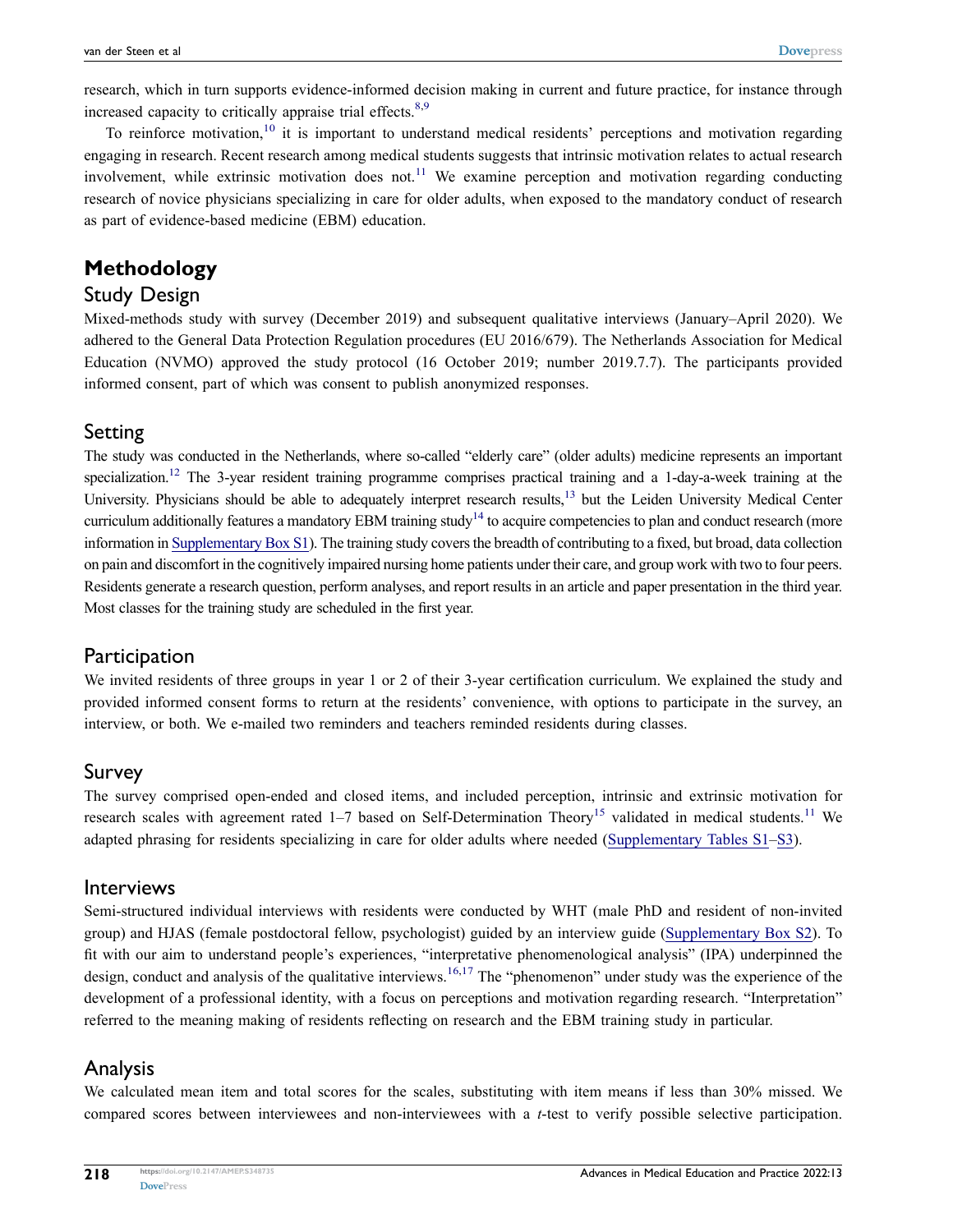research, which in turn supports evidence-informed decision making in current and future practice, for instance through increased capacity to critically appraise trial effects.[8,9]

To reinforce motivation,[10] it is important to understand medical residents' perceptions and motivation regarding engaging in research. Recent research among medical students suggests that intrinsic motivation relates to actual research involvement, while extrinsic motivation does not.[11] We examine perception and motivation regarding conducting research of novice physicians specializing in care for older adults, when exposed to the mandatory conduct of research as part of evidence-based medicine (EBM) education.

# Methodology

## Study Design

Mixed-methods study with survey (December 2019) and subsequent qualitative interviews (January–April 2020). We adhered to the General Data Protection Regulation procedures (EU 2016/679). The Netherlands Association for Medical Education (NVMO) approved the study protocol (16 October 2019; number 2019.7.7). The participants provided informed consent, part of which was consent to publish anonymized responses.

## Setting

The study was conducted in the Netherlands, where so-called "elderly care" (older adults) medicine represents an important specialization.[12] The 3-year resident training programme comprises practical training and a 1-day-a-week training at the University. Physicians should be able to adequately interpret research results,[13] but the Leiden University Medical Center curriculum additionally features a mandatory EBM training study[14] to acquire competencies to plan and conduct research (more information in Supplementary Box S1). The training study covers the breadth of contributing to a fixed, but broad, data collection on pain and discomfort in the cognitively impaired nursing home patients under their care, and group work with two to four peers. Residents generate a research question, perform analyses, and report results in an article and paper presentation in the third year. Most classes for the training study are scheduled in the first year.

## Participation

We invited residents of three groups in year 1 or 2 of their 3-year certification curriculum. We explained the study and provided informed consent forms to return at the residents' convenience, with options to participate in the survey, an interview, or both. We e-mailed two reminders and teachers reminded residents during classes.

## Survey

The survey comprised open-ended and closed items, and included perception, intrinsic and extrinsic motivation for research scales with agreement rated 1–7 based on Self-Determination Theory[15] validated in medical students.[11] We adapted phrasing for residents specializing in care for older adults where needed (Supplementary Tables S1–S3).

## Interviews

Semi-structured individual interviews with residents were conducted by WHT (male PhD and resident of non-invited group) and HJAS (female postdoctoral fellow, psychologist) guided by an interview guide (Supplementary Box S2). To fit with our aim to understand people's experiences, "interpretative phenomenological analysis" (IPA) underpinned the design, conduct and analysis of the qualitative interviews.[16,17] The "phenomenon" under study was the experience of the development of a professional identity, with a focus on perceptions and motivation regarding research. "Interpretation" referred to the meaning making of residents reflecting on research and the EBM training study in particular.

## Analysis

We calculated mean item and total scores for the scales, substituting with item means if less than 30% missed. We compared scores between interviewees and non-interviewees with a *t*-test to verify possible selective participation.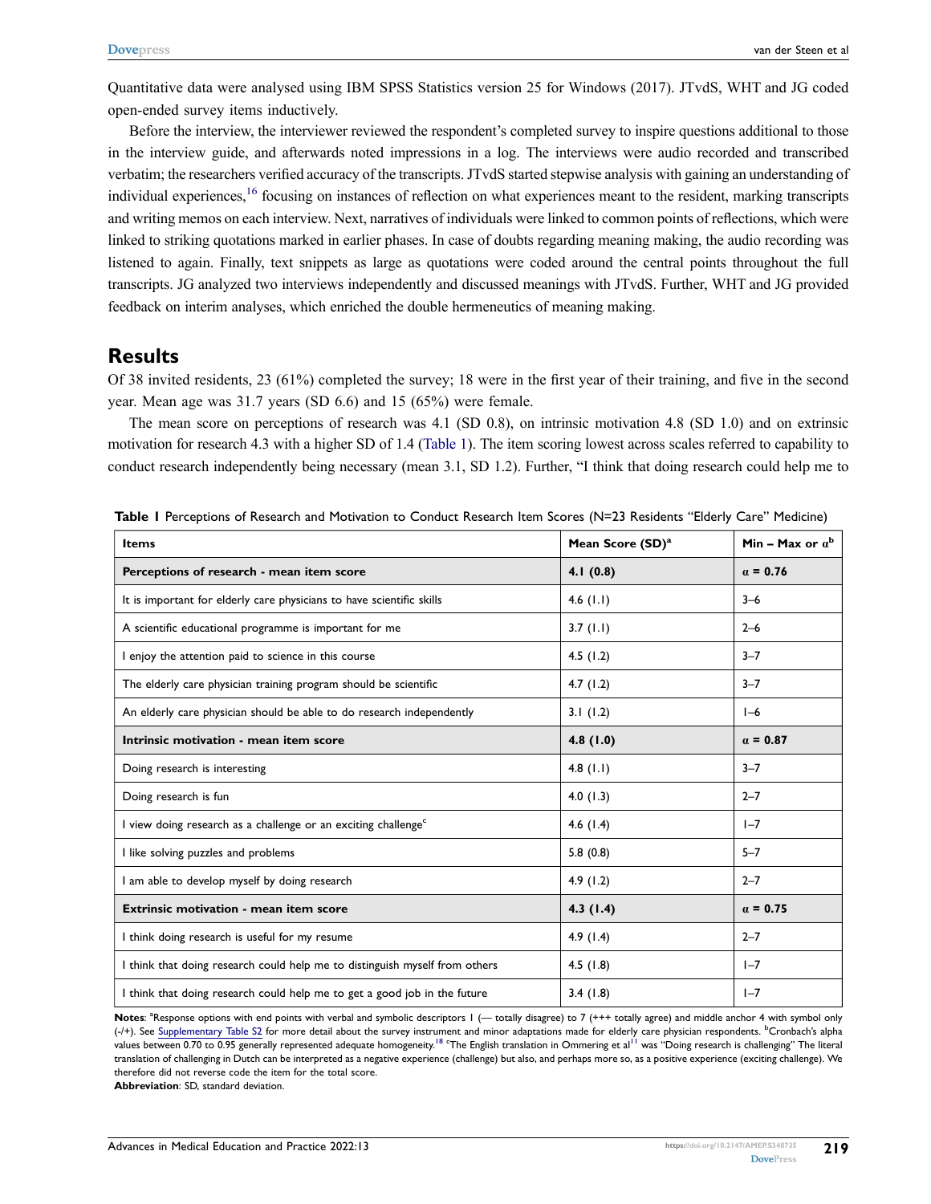Quantitative data were analysed using IBM SPSS Statistics version 25 for Windows (2017). JTvdS, WHT and JG coded open-ended survey items inductively.

Before the interview, the interviewer reviewed the respondent's completed survey to inspire questions additional to those in the interview guide, and afterwards noted impressions in a log. The interviews were audio recorded and transcribed verbatim; the researchers verified accuracy of the transcripts. JTvdS started stepwise analysis with gaining an understanding of individual experiences,[16] focusing on instances of reflection on what experiences meant to the resident, marking transcripts and writing memos on each interview. Next, narratives of individuals were linked to common points of reflections, which were linked to striking quotations marked in earlier phases. In case of doubts regarding meaning making, the audio recording was listened to again. Finally, text snippets as large as quotations were coded around the central points throughout the full transcripts. JG analyzed two interviews independently and discussed meanings with JTvdS. Further, WHT and JG provided feedback on interim analyses, which enriched the double hermeneutics of meaning making.

## Results

Of 38 invited residents, 23 (61%) completed the survey; 18 were in the first year of their training, and five in the second year. Mean age was 31.7 years (SD 6.6) and 15 (65%) were female.

The mean score on perceptions of research was 4.1 (SD 0.8), on intrinsic motivation 4.8 (SD 1.0) and on extrinsic motivation for research 4.3 with a higher SD of 1.4 (Table 1). The item scoring lowest across scales referred to capability to conduct research independently being necessary (mean 3.1, SD 1.2). Further, "I think that doing research could help me to

**Table 1** Perceptions of Research and Motivation to Conduct Research Item Scores (N=23 Residents "Elderly Care" Medicine)

| Items | Mean Score (SD)[a] | Min – Max or α[b] |
|---|---|---|
| **Perceptions of research - mean item score** | **4.1 (0.8)** | **α = 0.76** |
| It is important for elderly care physicians to have scientific skills | 4.6 (1.1) | 3–6 |
| A scientific educational programme is important for me | 3.7 (1.1) | 2–6 |
| I enjoy the attention paid to science in this course | 4.5 (1.2) | 3–7 |
| The elderly care physician training program should be scientific | 4.7 (1.2) | 3–7 |
| An elderly care physician should be able to do research independently | 3.1 (1.2) | 1–6 |
| **Intrinsic motivation - mean item score** | **4.8 (1.0)** | **α = 0.87** |
| Doing research is interesting | 4.8 (1.1) | 3–7 |
| Doing research is fun | 4.0 (1.3) | 2–7 |
| I view doing research as a challenge or an exciting challenge[c] | 4.6 (1.4) | 1–7 |
| I like solving puzzles and problems | 5.8 (0.8) | 5–7 |
| I am able to develop myself by doing research | 4.9 (1.2) | 2–7 |
| **Extrinsic motivation - mean item score** | **4.3 (1.4)** | **α = 0.75** |
| I think doing research is useful for my resume | 4.9 (1.4) | 2–7 |
| I think that doing research could help me to distinguish myself from others | 4.5 (1.8) | 1–7 |
| I think that doing research could help me to get a good job in the future | 3.4 (1.8) | 1–7 |

**Notes**: [a]Response options with end points with verbal and symbolic descriptors 1 (— totally disagree) to 7 (+++ totally agree) and middle anchor 4 with symbol only (-/+). See Supplementary Table S2 for more detail about the survey instrument and minor adaptations made for elderly care physician respondents. [b]Cronbach's alpha values between 0.70 to 0.95 generally represented adequate homogeneity.[18] [c]The English translation in Ommering et al[11] was "Doing research is challenging" The literal translation of challenging in Dutch can be interpreted as a negative experience (challenge) but also, and perhaps more so, as a positive experience (exciting challenge). We therefore did not reverse code the item for the total score.

**Abbreviation**: SD, standard deviation.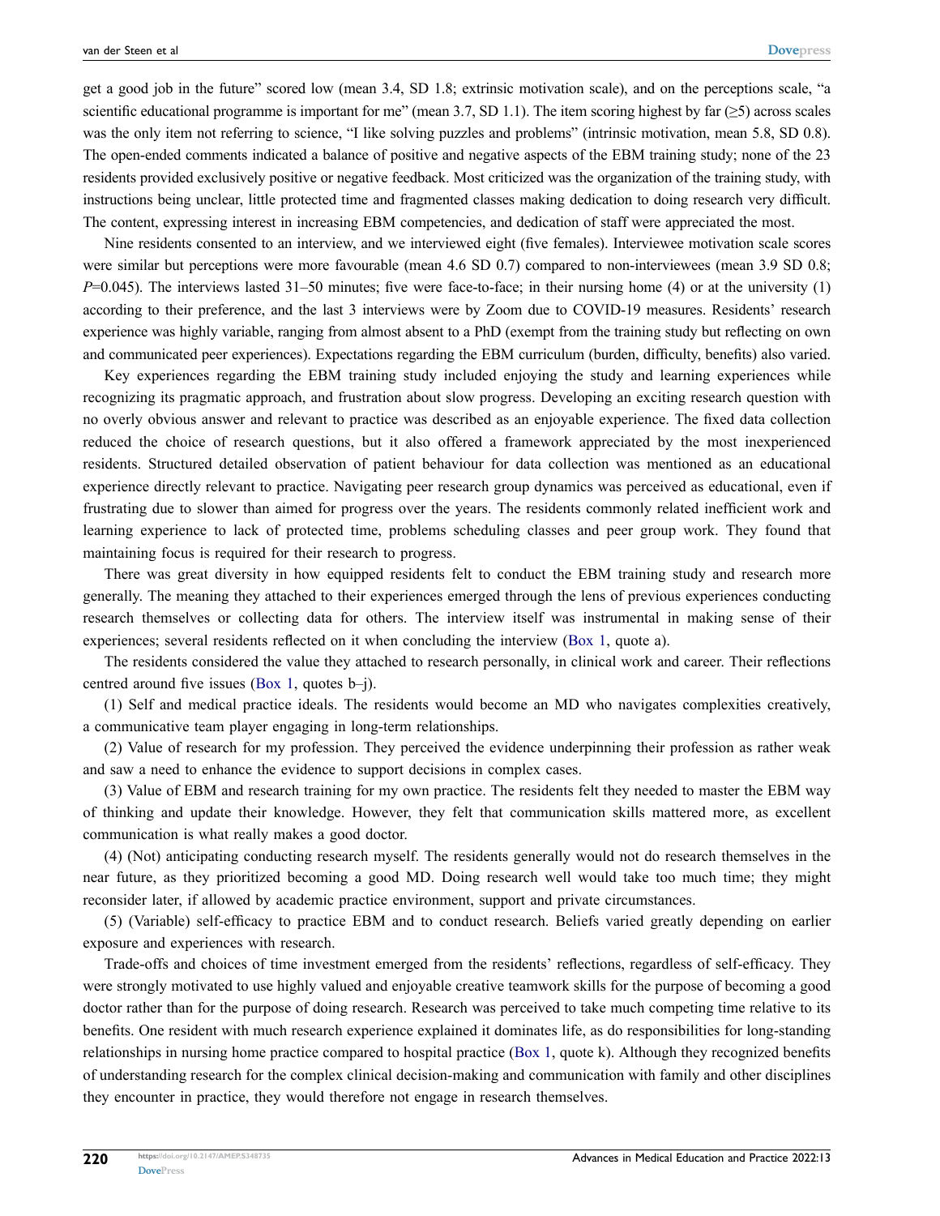get a good job in the future" scored low (mean 3.4, SD 1.8; extrinsic motivation scale), and on the perceptions scale, "a scientific educational programme is important for me" (mean 3.7, SD 1.1). The item scoring highest by far (≥5) across scales was the only item not referring to science, "I like solving puzzles and problems" (intrinsic motivation, mean 5.8, SD 0.8). The open-ended comments indicated a balance of positive and negative aspects of the EBM training study; none of the 23 residents provided exclusively positive or negative feedback. Most criticized was the organization of the training study, with instructions being unclear, little protected time and fragmented classes making dedication to doing research very difficult. The content, expressing interest in increasing EBM competencies, and dedication of staff were appreciated the most.

Nine residents consented to an interview, and we interviewed eight (five females). Interviewee motivation scale scores were similar but perceptions were more favourable (mean 4.6 SD 0.7) compared to non-interviewees (mean 3.9 SD 0.8; $P$=0.045). The interviews lasted 31–50 minutes; five were face-to-face; in their nursing home (4) or at the university (1) according to their preference, and the last 3 interviews were by Zoom due to COVID-19 measures. Residents' research experience was highly variable, ranging from almost absent to a PhD (exempt from the training study but reflecting on own and communicated peer experiences). Expectations regarding the EBM curriculum (burden, difficulty, benefits) also varied.

Key experiences regarding the EBM training study included enjoying the study and learning experiences while recognizing its pragmatic approach, and frustration about slow progress. Developing an exciting research question with no overly obvious answer and relevant to practice was described as an enjoyable experience. The fixed data collection reduced the choice of research questions, but it also offered a framework appreciated by the most inexperienced residents. Structured detailed observation of patient behaviour for data collection was mentioned as an educational experience directly relevant to practice. Navigating peer research group dynamics was perceived as educational, even if frustrating due to slower than aimed for progress over the years. The residents commonly related inefficient work and learning experience to lack of protected time, problems scheduling classes and peer group work. They found that maintaining focus is required for their research to progress.

There was great diversity in how equipped residents felt to conduct the EBM training study and research more generally. The meaning they attached to their experiences emerged through the lens of previous experiences conducting research themselves or collecting data for others. The interview itself was instrumental in making sense of their experiences; several residents reflected on it when concluding the interview (Box 1, quote a).

The residents considered the value they attached to research personally, in clinical work and career. Their reflections centred around five issues (Box 1, quotes b–j).

(1) Self and medical practice ideals. The residents would become an MD who navigates complexities creatively, a communicative team player engaging in long-term relationships.

(2) Value of research for my profession. They perceived the evidence underpinning their profession as rather weak and saw a need to enhance the evidence to support decisions in complex cases.

(3) Value of EBM and research training for my own practice. The residents felt they needed to master the EBM way of thinking and update their knowledge. However, they felt that communication skills mattered more, as excellent communication is what really makes a good doctor.

(4) (Not) anticipating conducting research myself. The residents generally would not do research themselves in the near future, as they prioritized becoming a good MD. Doing research well would take too much time; they might reconsider later, if allowed by academic practice environment, support and private circumstances.

(5) (Variable) self-efficacy to practice EBM and to conduct research. Beliefs varied greatly depending on earlier exposure and experiences with research.

Trade-offs and choices of time investment emerged from the residents' reflections, regardless of self-efficacy. They were strongly motivated to use highly valued and enjoyable creative teamwork skills for the purpose of becoming a good doctor rather than for the purpose of doing research. Research was perceived to take much competing time relative to its benefits. One resident with much research experience explained it dominates life, as do responsibilities for long-standing relationships in nursing home practice compared to hospital practice (Box 1, quote k). Although they recognized benefits of understanding research for the complex clinical decision-making and communication with family and other disciplines they encounter in practice, they would therefore not engage in research themselves.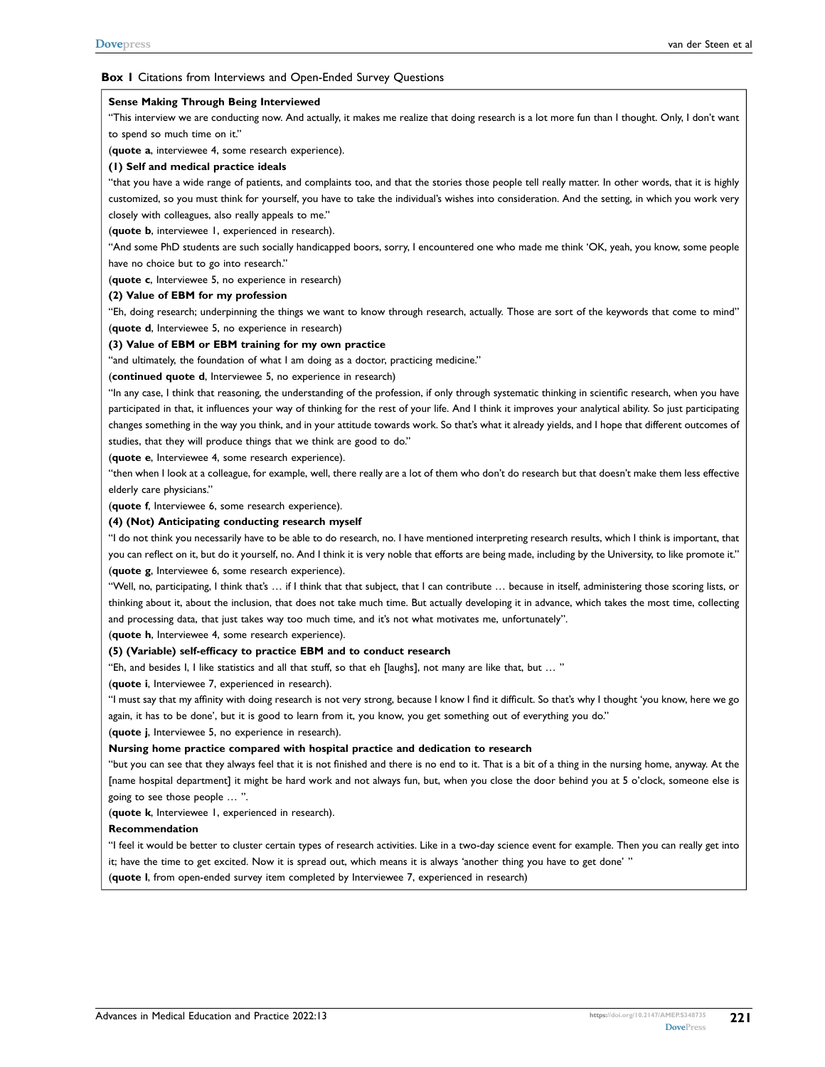**Box 1** Citations from Interviews and Open-Ended Survey Questions

**Sense Making Through Being Interviewed**

"This interview we are conducting now. And actually, it makes me realize that doing research is a lot more fun than I thought. Only, I don't want to spend so much time on it."

(**quote a**, interviewee 4, some research experience).

**(1) Self and medical practice ideals**

"that you have a wide range of patients, and complaints too, and that the stories those people tell really matter. In other words, that it is highly customized, so you must think for yourself, you have to take the individual's wishes into consideration. And the setting, in which you work very closely with colleagues, also really appeals to me."

(**quote b**, interviewee 1, experienced in research).

"And some PhD students are such socially handicapped boors, sorry, I encountered one who made me think 'OK, yeah, you know, some people have no choice but to go into research."

(**quote c**, Interviewee 5, no experience in research)

**(2) Value of EBM for my profession**

"Eh, doing research; underpinning the things we want to know through research, actually. Those are sort of the keywords that come to mind"

(**quote d**, Interviewee 5, no experience in research)

**(3) Value of EBM or EBM training for my own practice**

"and ultimately, the foundation of what I am doing as a doctor, practicing medicine."

(**continued quote d**, Interviewee 5, no experience in research)

"In any case, I think that reasoning, the understanding of the profession, if only through systematic thinking in scientific research, when you have participated in that, it influences your way of thinking for the rest of your life. And I think it improves your analytical ability. So just participating changes something in the way you think, and in your attitude towards work. So that's what it already yields, and I hope that different outcomes of studies, that they will produce things that we think are good to do."

(**quote e**, Interviewee 4, some research experience).

"then when I look at a colleague, for example, well, there really are a lot of them who don't do research but that doesn't make them less effective elderly care physicians."

(**quote f**, Interviewee 6, some research experience).

**(4) (Not) Anticipating conducting research myself**

"I do not think you necessarily have to be able to do research, no. I have mentioned interpreting research results, which I think is important, that you can reflect on it, but do it yourself, no. And I think it is very noble that efforts are being made, including by the University, to like promote it."

(**quote g**, Interviewee 6, some research experience).

"Well, no, participating, I think that's … if I think that that subject, that I can contribute … because in itself, administering those scoring lists, or thinking about it, about the inclusion, that does not take much time. But actually developing it in advance, which takes the most time, collecting and processing data, that just takes way too much time, and it's not what motivates me, unfortunately".

(**quote h**, Interviewee 4, some research experience).

**(5) (Variable) self-efficacy to practice EBM and to conduct research**

"Eh, and besides I, I like statistics and all that stuff, so that eh [laughs], not many are like that, but … "

(**quote i**, Interviewee 7, experienced in research).

"I must say that my affinity with doing research is not very strong, because I know I find it difficult. So that's why I thought 'you know, here we go again, it has to be done', but it is good to learn from it, you know, you get something out of everything you do."

(**quote j**, Interviewee 5, no experience in research).

**Nursing home practice compared with hospital practice and dedication to research**

"but you can see that they always feel that it is not finished and there is no end to it. That is a bit of a thing in the nursing home, anyway. At the [name hospital department] it might be hard work and not always fun, but, when you close the door behind you at 5 o'clock, someone else is going to see those people … ".

(**quote k**, Interviewee 1, experienced in research).

**Recommendation**

"I feel it would be better to cluster certain types of research activities. Like in a two-day science event for example. Then you can really get into it; have the time to get excited. Now it is spread out, which means it is always 'another thing you have to get done' "

(**quote l**, from open-ended survey item completed by Interviewee 7, experienced in research)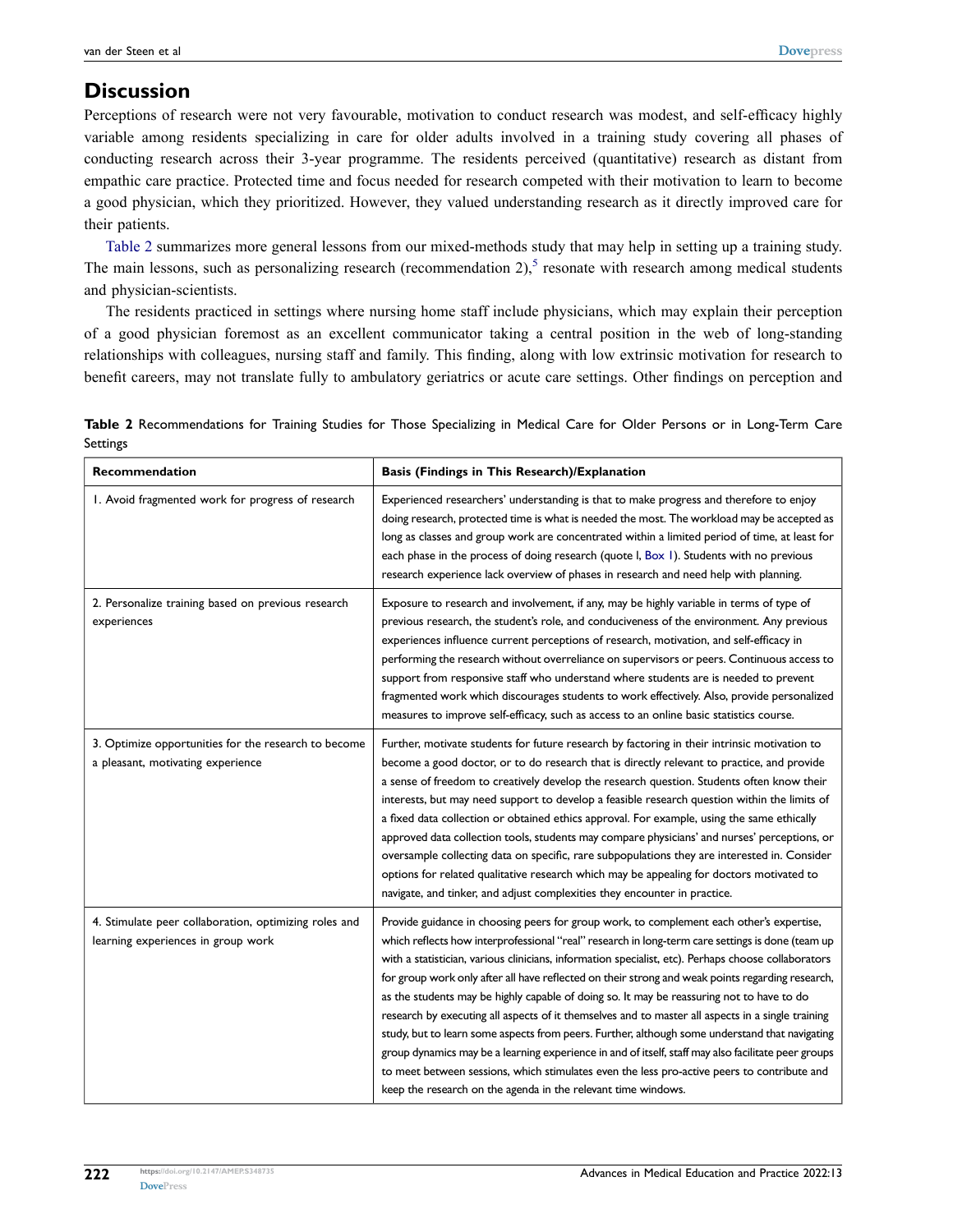## Discussion

Perceptions of research were not very favourable, motivation to conduct research was modest, and self-efficacy highly variable among residents specializing in care for older adults involved in a training study covering all phases of conducting research across their 3-year programme. The residents perceived (quantitative) research as distant from empathic care practice. Protected time and focus needed for research competed with their motivation to learn to become a good physician, which they prioritized. However, they valued understanding research as it directly improved care for their patients.

Table 2 summarizes more general lessons from our mixed-methods study that may help in setting up a training study. The main lessons, such as personalizing research (recommendation 2),[5] resonate with research among medical students and physician-scientists.

The residents practiced in settings where nursing home staff include physicians, which may explain their perception of a good physician foremost as an excellent communicator taking a central position in the web of long-standing relationships with colleagues, nursing staff and family. This finding, along with low extrinsic motivation for research to benefit careers, may not translate fully to ambulatory geriatrics or acute care settings. Other findings on perception and

**Table 2** Recommendations for Training Studies for Those Specializing in Medical Care for Older Persons or in Long-Term Care Settings

| Recommendation | Basis (Findings in This Research)/Explanation |
|---|---|
| 1. Avoid fragmented work for progress of research | Experienced researchers' understanding is that to make progress and therefore to enjoy doing research, protected time is what is needed the most. The workload may be accepted as long as classes and group work are concentrated within a limited period of time, at least for each phase in the process of doing research (quote I, Box 1). Students with no previous research experience lack overview of phases in research and need help with planning. |
| 2. Personalize training based on previous research experiences | Exposure to research and involvement, if any, may be highly variable in terms of type of previous research, the student's role, and conduciveness of the environment. Any previous experiences influence current perceptions of research, motivation, and self-efficacy in performing the research without overreliance on supervisors or peers. Continuous access to support from responsive staff who understand where students are is needed to prevent fragmented work which discourages students to work effectively. Also, provide personalized measures to improve self-efficacy, such as access to an online basic statistics course. |
| 3. Optimize opportunities for the research to become a pleasant, motivating experience | Further, motivate students for future research by factoring in their intrinsic motivation to become a good doctor, or to do research that is directly relevant to practice, and provide a sense of freedom to creatively develop the research question. Students often know their interests, but may need support to develop a feasible research question within the limits of a fixed data collection or obtained ethics approval. For example, using the same ethically approved data collection tools, students may compare physicians' and nurses' perceptions, or oversample collecting data on specific, rare subpopulations they are interested in. Consider options for related qualitative research which may be appealing for doctors motivated to navigate, and tinker, and adjust complexities they encounter in practice. |
| 4. Stimulate peer collaboration, optimizing roles and learning experiences in group work | Provide guidance in choosing peers for group work, to complement each other's expertise, which reflects how interprofessional "real" research in long-term care settings is done (team up with a statistician, various clinicians, information specialist, etc). Perhaps choose collaborators for group work only after all have reflected on their strong and weak points regarding research, as the students may be highly capable of doing so. It may be reassuring not to have to do research by executing all aspects of it themselves and to master all aspects in a single training study, but to learn some aspects from peers. Further, although some understand that navigating group dynamics may be a learning experience in and of itself, staff may also facilitate peer groups to meet between sessions, which stimulates even the less pro-active peers to contribute and keep the research on the agenda in the relevant time windows. |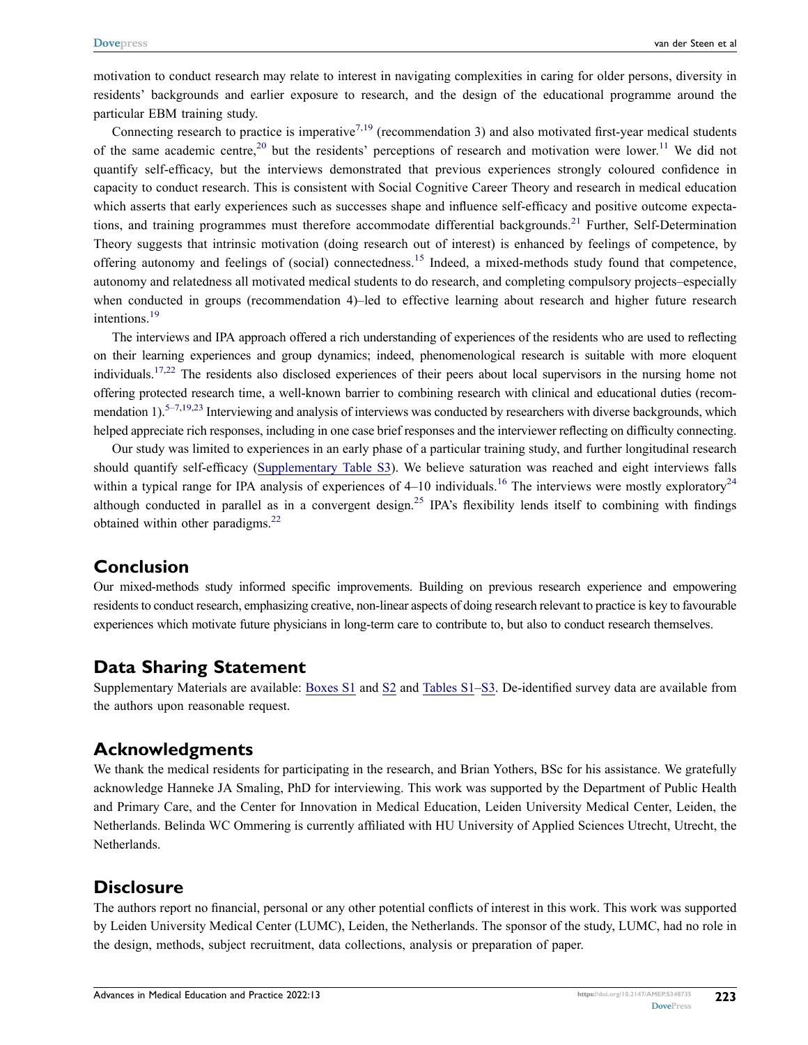motivation to conduct research may relate to interest in navigating complexities in caring for older persons, diversity in residents' backgrounds and earlier exposure to research, and the design of the educational programme around the particular EBM training study.

Connecting research to practice is imperative[7,19] (recommendation 3) and also motivated first-year medical students of the same academic centre,[20] but the residents' perceptions of research and motivation were lower.[11] We did not quantify self-efficacy, but the interviews demonstrated that previous experiences strongly coloured confidence in capacity to conduct research. This is consistent with Social Cognitive Career Theory and research in medical education which asserts that early experiences such as successes shape and influence self-efficacy and positive outcome expectations, and training programmes must therefore accommodate differential backgrounds.[21] Further, Self-Determination Theory suggests that intrinsic motivation (doing research out of interest) is enhanced by feelings of competence, by offering autonomy and feelings of (social) connectedness.[15] Indeed, a mixed-methods study found that competence, autonomy and relatedness all motivated medical students to do research, and completing compulsory projects–especially when conducted in groups (recommendation 4)–led to effective learning about research and higher future research intentions.[19]

The interviews and IPA approach offered a rich understanding of experiences of the residents who are used to reflecting on their learning experiences and group dynamics; indeed, phenomenological research is suitable with more eloquent individuals.[17,22] The residents also disclosed experiences of their peers about local supervisors in the nursing home not offering protected research time, a well-known barrier to combining research with clinical and educational duties (recommendation 1).[5–7,19,23] Interviewing and analysis of interviews was conducted by researchers with diverse backgrounds, which helped appreciate rich responses, including in one case brief responses and the interviewer reflecting on difficulty connecting.

Our study was limited to experiences in an early phase of a particular training study, and further longitudinal research should quantify self-efficacy (Supplementary Table S3). We believe saturation was reached and eight interviews falls within a typical range for IPA analysis of experiences of 4–10 individuals.[16] The interviews were mostly exploratory[24] although conducted in parallel as in a convergent design.[25] IPA's flexibility lends itself to combining with findings obtained within other paradigms.[22]

## Conclusion

Our mixed-methods study informed specific improvements. Building on previous research experience and empowering residents to conduct research, emphasizing creative, non-linear aspects of doing research relevant to practice is key to favourable experiences which motivate future physicians in long-term care to contribute to, but also to conduct research themselves.

## Data Sharing Statement

Supplementary Materials are available: Boxes S1 and S2 and Tables S1–S3. De-identified survey data are available from the authors upon reasonable request.

## Acknowledgments

We thank the medical residents for participating in the research, and Brian Yothers, BSc for his assistance. We gratefully acknowledge Hanneke JA Smaling, PhD for interviewing. This work was supported by the Department of Public Health and Primary Care, and the Center for Innovation in Medical Education, Leiden University Medical Center, Leiden, the Netherlands. Belinda WC Ommering is currently affiliated with HU University of Applied Sciences Utrecht, Utrecht, the Netherlands.

## Disclosure

The authors report no financial, personal or any other potential conflicts of interest in this work. This work was supported by Leiden University Medical Center (LUMC), Leiden, the Netherlands. The sponsor of the study, LUMC, had no role in the design, methods, subject recruitment, data collections, analysis or preparation of paper.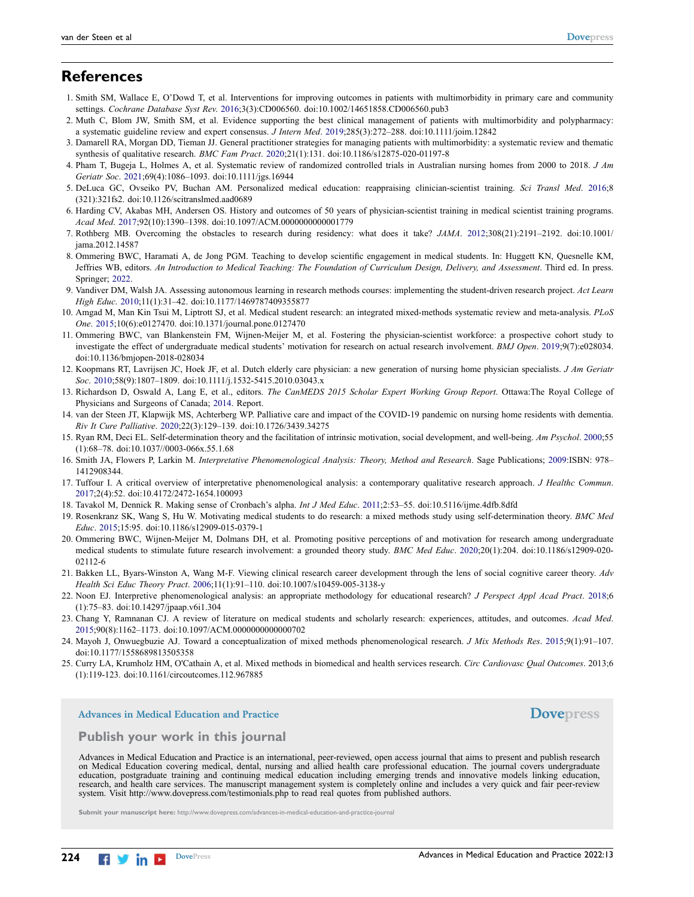## References

1. Smith SM, Wallace E, O'Dowd T, et al. Interventions for improving outcomes in patients with multimorbidity in primary care and community settings. *Cochrane Database Syst Rev*. 2016;3(3):CD006560. doi:10.1002/14651858.CD006560.pub3
2. Muth C, Blom JW, Smith SM, et al. Evidence supporting the best clinical management of patients with multimorbidity and polypharmacy: a systematic guideline review and expert consensus. *J Intern Med*. 2019;285(3):272–288. doi:10.1111/joim.12842
3. Damarell RA, Morgan DD, Tieman JJ. General practitioner strategies for managing patients with multimorbidity: a systematic review and thematic synthesis of qualitative research. *BMC Fam Pract*. 2020;21(1):131. doi:10.1186/s12875-020-01197-8
4. Pham T, Bugeja L, Holmes A, et al. Systematic review of randomized controlled trials in Australian nursing homes from 2000 to 2018. *J Am Geriatr Soc*. 2021;69(4):1086–1093. doi:10.1111/jgs.16944
5. DeLuca GC, Ovseiko PV, Buchan AM. Personalized medical education: reappraising clinician-scientist training. *Sci Transl Med*. 2016;8 (321):321fs2. doi:10.1126/scitranslmed.aad0689
6. Harding CV, Akabas MH, Andersen OS. History and outcomes of 50 years of physician-scientist training in medical scientist training programs. *Acad Med*. 2017;92(10):1390–1398. doi:10.1097/ACM.0000000000001779
7. Rothberg MB. Overcoming the obstacles to research during residency: what does it take? *JAMA*. 2012;308(21):2191–2192. doi:10.1001/jama.2012.14587
8. Ommering BWC, Haramati A, de Jong PGM. Teaching to develop scientific engagement in medical students. In: Huggett KN, Quesnelle KM, Jeffries WB, editors. *An Introduction to Medical Teaching: The Foundation of Curriculum Design, Delivery, and Assessment*. Third ed. In press. Springer; 2022.
9. Vandiver DM, Walsh JA. Assessing autonomous learning in research methods courses: implementing the student-driven research project. *Act Learn High Educ*. 2010;11(1):31–42. doi:10.1177/1469787409355877
10. Amgad M, Man Kin Tsui M, Liptrott SJ, et al. Medical student research: an integrated mixed-methods systematic review and meta-analysis. *PLoS One*. 2015;10(6):e0127470. doi:10.1371/journal.pone.0127470
11. Ommering BWC, van Blankenstein FM, Wijnen-Meijer M, et al. Fostering the physician-scientist workforce: a prospective cohort study to investigate the effect of undergraduate medical students' motivation for research on actual research involvement. *BMJ Open*. 2019;9(7):e028034. doi:10.1136/bmjopen-2018-028034
12. Koopmans RT, Lavrijsen JC, Hoek JF, et al. Dutch elderly care physician: a new generation of nursing home physician specialists. *J Am Geriatr Soc*. 2010;58(9):1807–1809. doi:10.1111/j.1532-5415.2010.03043.x
13. Richardson D, Oswald A, Lang E, et al., editors. *The CanMEDS 2015 Scholar Expert Working Group Report*. Ottawa:The Royal College of Physicians and Surgeons of Canada; 2014. Report.
14. van der Steen JT, Klapwijk MS, Achterberg WP. Palliative care and impact of the COVID-19 pandemic on nursing home residents with dementia. *Riv It Cure Palliative*. 2020;22(3):129–139. doi:10.1726/3439.34275
15. Ryan RM, Deci EL. Self-determination theory and the facilitation of intrinsic motivation, social development, and well-being. *Am Psychol*. 2000;55 (1):68–78. doi:10.1037//0003-066x.55.1.68
16. Smith JA, Flowers P, Larkin M. *Interpretative Phenomenological Analysis: Theory, Method and Research*. Sage Publications; 2009:ISBN: 978–1412908344.
17. Tuffour I. A critical overview of interpretative phenomenological analysis: a contemporary qualitative research approach. *J Healthc Commun*. 2017;2(4):52. doi:10.4172/2472-1654.100093
18. Tavakol M, Dennick R. Making sense of Cronbach's alpha. *Int J Med Educ*. 2011;2:53–55. doi:10.5116/ijme.4dfb.8dfd
19. Rosenkranz SK, Wang S, Hu W. Motivating medical students to do research: a mixed methods study using self-determination theory. *BMC Med Educ*. 2015;15:95. doi:10.1186/s12909-015-0379-1
20. Ommering BWC, Wijnen-Meijer M, Dolmans DH, et al. Promoting positive perceptions of and motivation for research among undergraduate medical students to stimulate future research involvement: a grounded theory study. *BMC Med Educ*. 2020;20(1):204. doi:10.1186/s12909-020-02112-6
21. Bakken LL, Byars-Winston A, Wang M-F. Viewing clinical research career development through the lens of social cognitive career theory. *Adv Health Sci Educ Theory Pract*. 2006;11(1):91–110. doi:10.1007/s10459-005-3138-y
22. Noon EJ. Interpretive phenomenological analysis: an appropriate methodology for educational research? *J Perspect Appl Acad Pract*. 2018;6 (1):75–83. doi:10.14297/jpaap.v6i1.304
23. Chang Y, Ramnanan CJ. A review of literature on medical students and scholarly research: experiences, attitudes, and outcomes. *Acad Med*. 2015;90(8):1162–1173. doi:10.1097/ACM.0000000000000702
24. Mayoh J, Onwuegbuzie AJ. Toward a conceptualization of mixed methods phenomenological research. *J Mix Methods Res*. 2015;9(1):91–107. doi:10.1177/1558689813505358
25. Curry LA, Krumholz HM, O'Cathain A, et al. Mixed methods in biomedical and health services research. *Circ Cardiovasc Qual Outcomes*. 2013;6 (1):119-123. doi:10.1161/circoutcomes.112.967885

**Advances in Medical Education and Practice**

**Publish your work in this journal**

Advances in Medical Education and Practice is an international, peer-reviewed, open access journal that aims to present and publish research on Medical Education covering medical, dental, nursing and allied health care professional education. The journal covers undergraduate education, postgraduate training and continuing medical education including emerging trends and innovative models linking education, research, and health care services. The manuscript management system is completely online and includes a very quick and fair peer-review system. Visit http://www.dovepress.com/testimonials.php to read real quotes from published authors.

**Submit your manuscript here:** http://www.dovepress.com/advances-in-medical-education-and-practice-journal